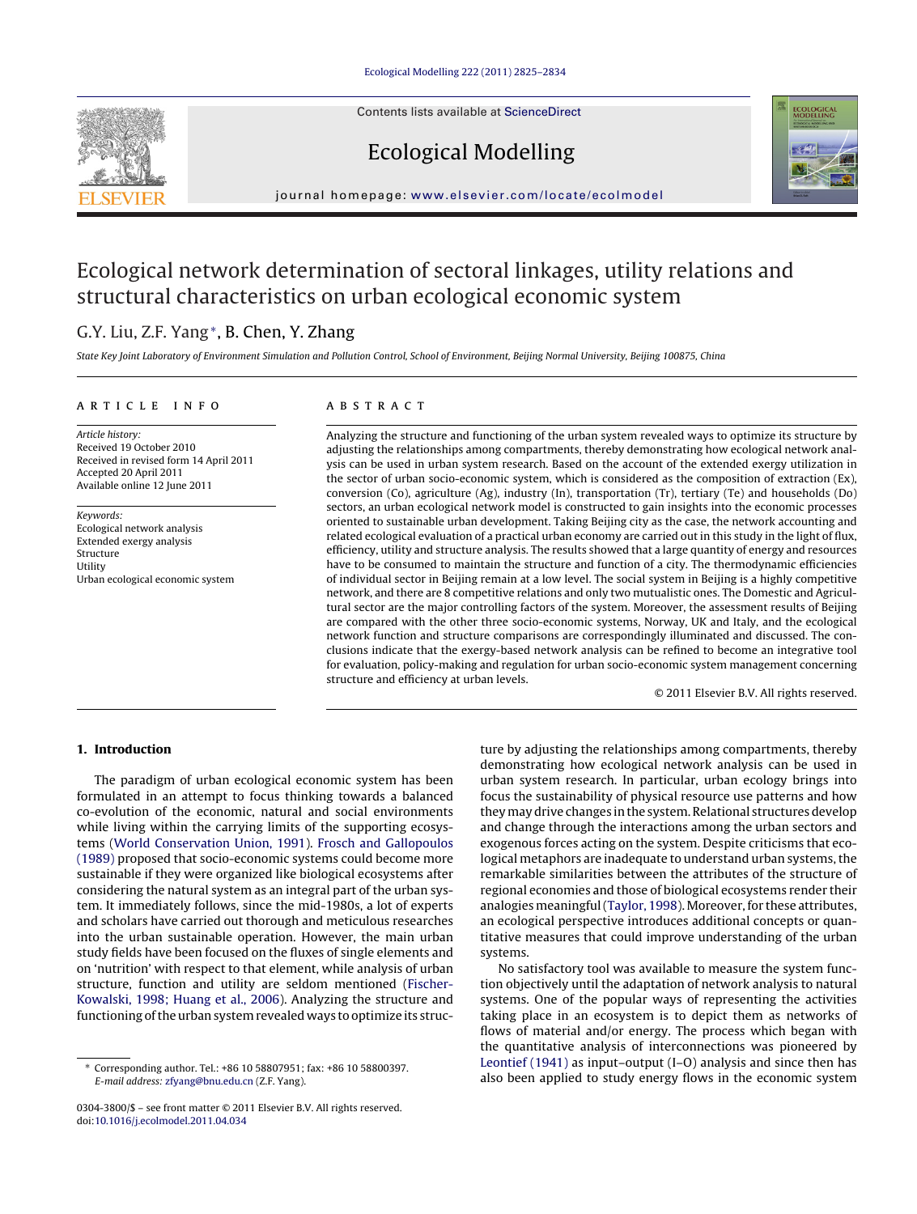# Ecological network determination of sectoral linkages, utility relations and structural characteristics on urban ecological economic system

G.Y. Liu, Z.F. Yang*, B. Chen, Y. Zhang

*State Key Joint Laboratory of Environment Simulation and Pollution Control, School of Environment, Beijing Normal University, Beijing 100875, China*

## ARTICLE INFO

*Article history:*
Received 19 October 2010
Received in revised form 14 April 2011
Accepted 20 April 2011
Available online 12 June 2011

*Keywords:*
Ecological network analysis
Extended exergy analysis
Structure
Utility
Urban ecological economic system

## ABSTRACT

Analyzing the structure and functioning of the urban system revealed ways to optimize its structure by adjusting the relationships among compartments, thereby demonstrating how ecological network analysis can be used in urban system research. Based on the account of the extended exergy utilization in the sector of urban socio-economic system, which is considered as the composition of extraction (Ex), conversion (Co), agriculture (Ag), industry (In), transportation (Tr), tertiary (Te) and households (Do) sectors, an urban ecological network model is constructed to gain insights into the economic processes oriented to sustainable urban development. Taking Beijing city as the case, the network accounting and related ecological evaluation of a practical urban economy are carried out in this study in the light of flux, efficiency, utility and structure analysis. The results showed that a large quantity of energy and resources have to be consumed to maintain the structure and function of a city. The thermodynamic efficiencies of individual sector in Beijing remain at a low level. The social system in Beijing is a highly competitive network, and there are 8 competitive relations and only two mutualistic ones. The Domestic and Agricultural sector are the major controlling factors of the system. Moreover, the assessment results of Beijing are compared with the other three socio-economic systems, Norway, UK and Italy, and the ecological network function and structure comparisons are correspondingly illuminated and discussed. The conclusions indicate that the exergy-based network analysis can be refined to become an integrative tool for evaluation, policy-making and regulation for urban socio-economic system management concerning structure and efficiency at urban levels.

© 2011 Elsevier B.V. All rights reserved.

## 1. Introduction

The paradigm of urban ecological economic system has been formulated in an attempt to focus thinking towards a balanced co-evolution of the economic, natural and social environments while living within the carrying limits of the supporting ecosystems (World Conservation Union, 1991). Frosch and Gallopoulos (1989) proposed that socio-economic systems could become more sustainable if they were organized like biological ecosystems after considering the natural system as an integral part of the urban system. It immediately follows, since the mid-1980s, a lot of experts and scholars have carried out thorough and meticulous researches into the urban sustainable operation. However, the main urban study fields have been focused on the fluxes of single elements and on 'nutrition' with respect to that element, while analysis of urban structure, function and utility are seldom mentioned (Fischer-Kowalski, 1998; Huang et al., 2006). Analyzing the structure and functioning of the urban system revealed ways to optimize its structure by adjusting the relationships among compartments, thereby demonstrating how ecological network analysis can be used in urban system research. In particular, urban ecology brings into focus the sustainability of physical resource use patterns and how they may drive changes in the system. Relational structures develop and change through the interactions among the urban sectors and exogenous forces acting on the system. Despite criticisms that ecological metaphors are inadequate to understand urban systems, the remarkable similarities between the attributes of the structure of regional economies and those of biological ecosystems render their analogies meaningful (Taylor, 1998). Moreover, for these attributes, an ecological perspective introduces additional concepts or quantitative measures that could improve understanding of the urban systems.

No satisfactory tool was available to measure the system function objectively until the adaptation of network analysis to natural systems. One of the popular ways of representing the activities taking place in an ecosystem is to depict them as networks of flows of material and/or energy. The process which began with the quantitative analysis of interconnections was pioneered by Leontief (1941) as input–output (I–O) analysis and since then has also been applied to study energy flows in the economic system

* Corresponding author. Tel.: +86 10 58807951; fax: +86 10 58800397.
*E-mail address:* zfyang@bnu.edu.cn (Z.F. Yang).

0304-3800/$ – see front matter © 2011 Elsevier B.V. All rights reserved.
doi:10.1016/j.ecolmodel.2011.04.034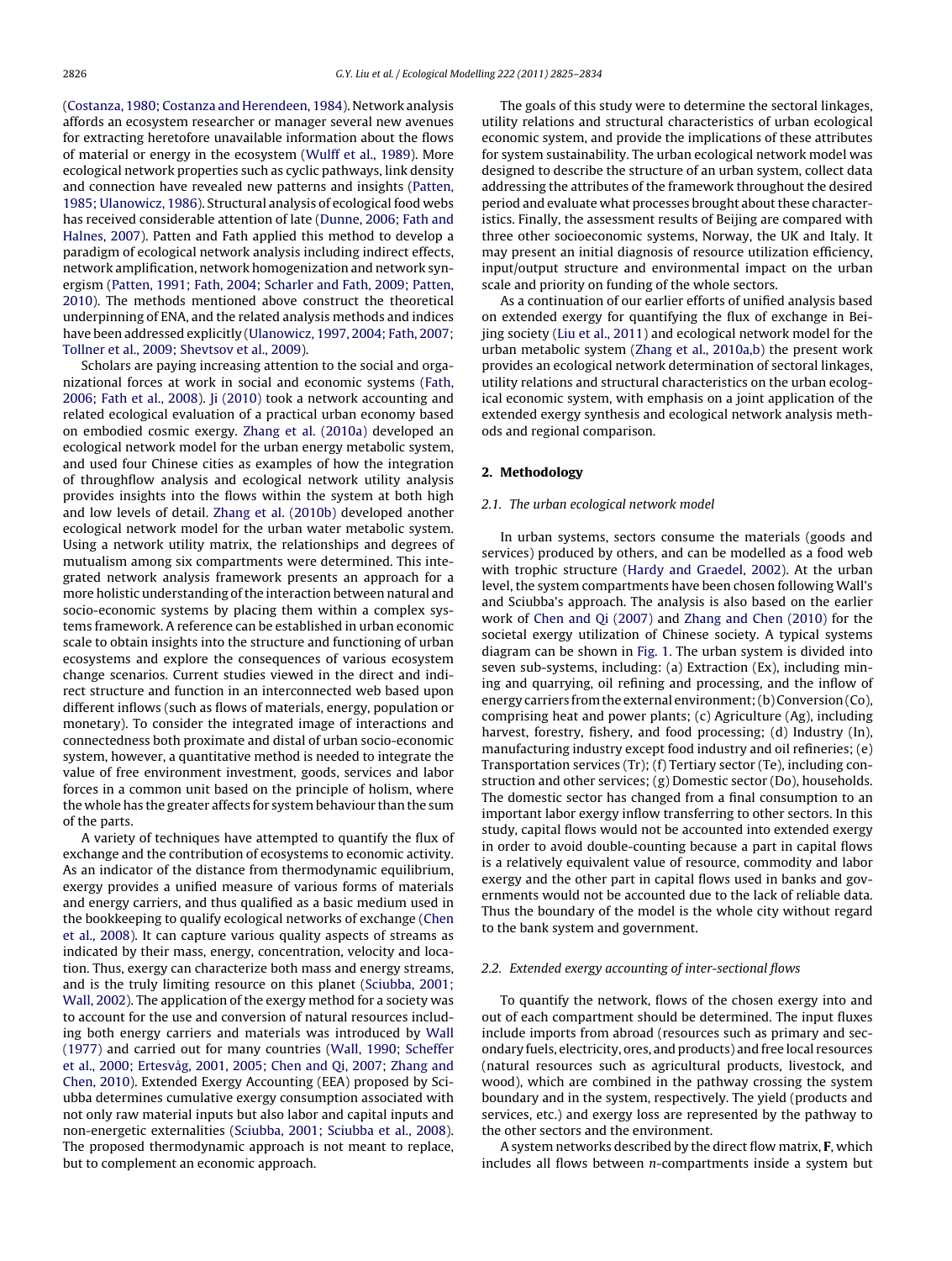(Costanza, 1980; Costanza and Herendeen, 1984). Network analysis affords an ecosystem researcher or manager several new avenues for extracting heretofore unavailable information about the flows of material or energy in the ecosystem (Wulff et al., 1989). More ecological network properties such as cyclic pathways, link density and connection have revealed new patterns and insights (Patten, 1985; Ulanowicz, 1986). Structural analysis of ecological food webs has received considerable attention of late (Dunne, 2006; Fath and Halnes, 2007). Patten and Fath applied this method to develop a paradigm of ecological network analysis including indirect effects, network amplification, network homogenization and network synergism (Patten, 1991; Fath, 2004; Scharler and Fath, 2009; Patten, 2010). The methods mentioned above construct the theoretical underpinning of ENA, and the related analysis methods and indices have been addressed explicitly (Ulanowicz, 1997, 2004; Fath, 2007; Tollner et al., 2009; Shevtsov et al., 2009).

Scholars are paying increasing attention to the social and organizational forces at work in social and economic systems (Fath, 2006; Fath et al., 2008). Ji (2010) took a network accounting and related ecological evaluation of a practical urban economy based on embodied cosmic exergy. Zhang et al. (2010a) developed an ecological network model for the urban energy metabolic system, and used four Chinese cities as examples of how the integration of throughflow analysis and ecological network utility analysis provides insights into the flows within the system at both high and low levels of detail. Zhang et al. (2010b) developed another ecological network model for the urban water metabolic system. Using a network utility matrix, the relationships and degrees of mutualism among six compartments were determined. This integrated network analysis framework presents an approach for a more holistic understanding of the interaction between natural and socio-economic systems by placing them within a complex systems framework. A reference can be established in urban economic scale to obtain insights into the structure and functioning of urban ecosystems and explore the consequences of various ecosystem change scenarios. Current studies viewed in the direct and indirect structure and function in an interconnected web based upon different inflows (such as flows of materials, energy, population or monetary). To consider the integrated image of interactions and connectedness both proximate and distal of urban socio-economic system, however, a quantitative method is needed to integrate the value of free environment investment, goods, services and labor forces in a common unit based on the principle of holism, where the whole has the greater affects for system behaviour than the sum of the parts.

A variety of techniques have attempted to quantify the flux of exchange and the contribution of ecosystems to economic activity. As an indicator of the distance from thermodynamic equilibrium, exergy provides a unified measure of various forms of materials and energy carriers, and thus qualified as a basic medium used in the bookkeeping to qualify ecological networks of exchange (Chen et al., 2008). It can capture various quality aspects of streams as indicated by their mass, energy, concentration, velocity and location. Thus, exergy can characterize both mass and energy streams, and is the truly limiting resource on this planet (Sciubba, 2001; Wall, 2002). The application of the exergy method for a society was to account for the use and conversion of natural resources including both energy carriers and materials was introduced by Wall (1977) and carried out for many countries (Wall, 1990; Scheffer et al., 2000; Ertesvåg, 2001, 2005; Chen and Qi, 2007; Zhang and Chen, 2010). Extended Exergy Accounting (EEA) proposed by Sciubba determines cumulative exergy consumption associated with not only raw material inputs but also labor and capital inputs and non-energetic externalities (Sciubba, 2001; Sciubba et al., 2008). The proposed thermodynamic approach is not meant to replace, but to complement an economic approach.

The goals of this study were to determine the sectoral linkages, utility relations and structural characteristics of urban ecological economic system, and provide the implications of these attributes for system sustainability. The urban ecological network model was designed to describe the structure of an urban system, collect data addressing the attributes of the framework throughout the desired period and evaluate what processes brought about these characteristics. Finally, the assessment results of Beijing are compared with three other socioeconomic systems, Norway, the UK and Italy. It may present an initial diagnosis of resource utilization efficiency, input/output structure and environmental impact on the urban scale and priority on funding of the whole sectors.

As a continuation of our earlier efforts of unified analysis based on extended exergy for quantifying the flux of exchange in Beijing society (Liu et al., 2011) and ecological network model for the urban metabolic system (Zhang et al., 2010a,b) the present work provides an ecological network determination of sectoral linkages, utility relations and structural characteristics on the urban ecological economic system, with emphasis on a joint application of the extended exergy synthesis and ecological network analysis methods and regional comparison.

## 2. Methodology

### 2.1. The urban ecological network model

In urban systems, sectors consume the materials (goods and services) produced by others, and can be modelled as a food web with trophic structure (Hardy and Graedel, 2002). At the urban level, the system compartments have been chosen following Wall's and Sciubba's approach. The analysis is also based on the earlier work of Chen and Qi (2007) and Zhang and Chen (2010) for the societal exergy utilization of Chinese society. A typical systems diagram can be shown in Fig. 1. The urban system is divided into seven sub-systems, including: (a) Extraction (Ex), including mining and quarrying, oil refining and processing, and the inflow of energy carriers from the external environment; (b) Conversion (Co), comprising heat and power plants; (c) Agriculture (Ag), including harvest, forestry, fishery, and food processing; (d) Industry (In), manufacturing industry except food industry and oil refineries; (e) Transportation services (Tr); (f) Tertiary sector (Te), including construction and other services; (g) Domestic sector (Do), households. The domestic sector has changed from a final consumption to an important labor exergy inflow transferring to other sectors. In this study, capital flows would not be accounted into extended exergy in order to avoid double-counting because a part in capital flows is a relatively equivalent value of resource, commodity and labor exergy and the other part in capital flows used in banks and governments would not be accounted due to the lack of reliable data. Thus the boundary of the model is the whole city without regard to the bank system and government.

### 2.2. Extended exergy accounting of inter-sectional flows

To quantify the network, flows of the chosen exergy into and out of each compartment should be determined. The input fluxes include imports from abroad (resources such as primary and secondary fuels, electricity, ores, and products) and free local resources (natural resources such as agricultural products, livestock, and wood), which are combined in the pathway crossing the system boundary and in the system, respectively. The yield (products and services, etc.) and exergy loss are represented by the pathway to the other sectors and the environment.

A system networks described by the direct flow matrix, **F**, which includes all flows between $n$-compartments inside a system but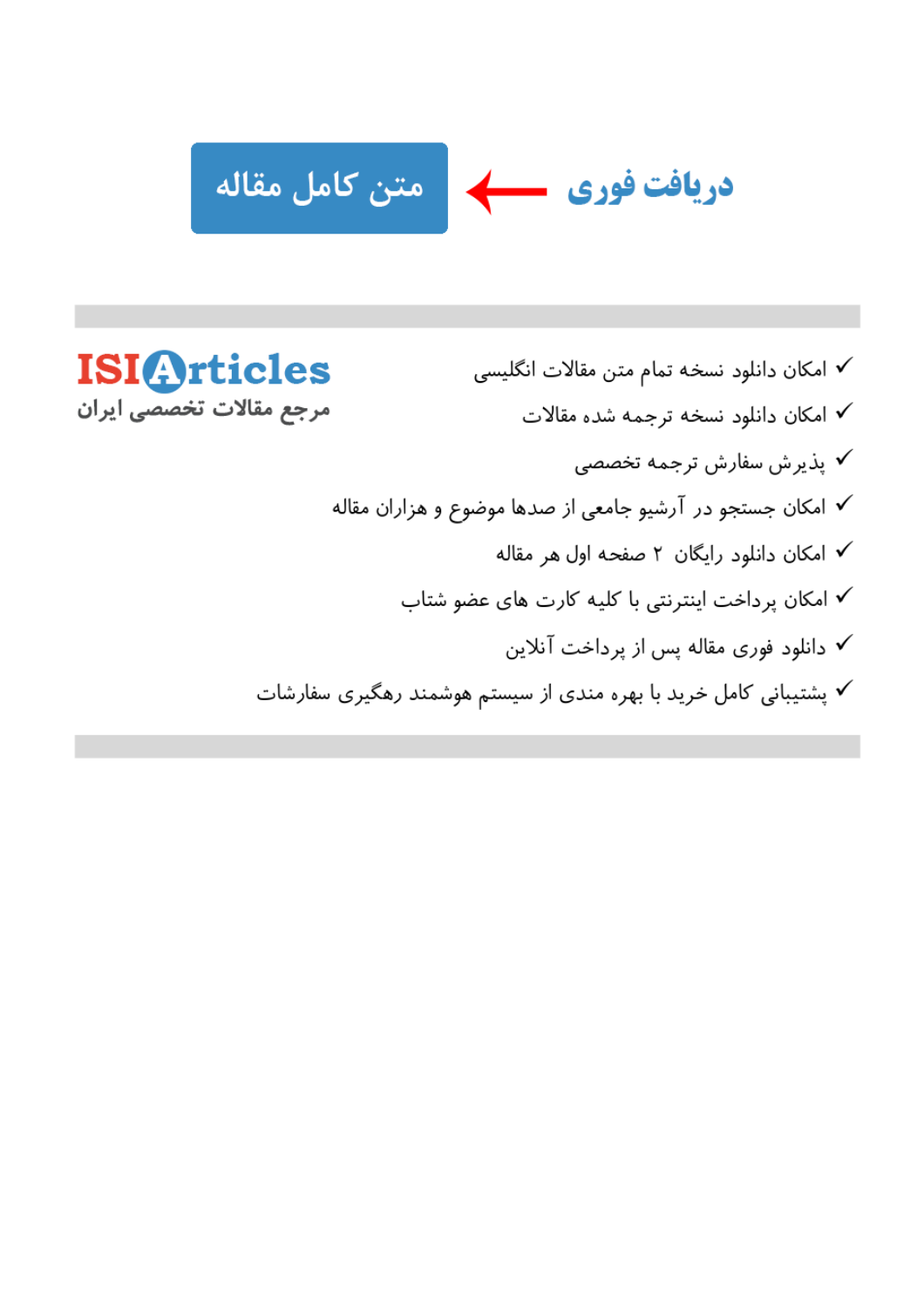دریافت فوری ← **متن کامل مقاله**

**ISIArticles**
مرجع مقالات تخصصی ایران

- ✓ امکان دانلود نسخه تمام متن مقالات انگلیسی
- ✓ امکان دانلود نسخه ترجمه شده مقالات
- ✓ پذیرش سفارش ترجمه تخصصی
- ✓ امکان جستجو در آرشیو جامعی از صدها موضوع و هزاران مقاله
- ✓ امکان دانلود رایگان ۲ صفحه اول هر مقاله
- ✓ امکان پرداخت اینترنتی با کلیه کارت های عضو شتاب
- ✓ دانلود فوری مقاله پس از پرداخت آنلاین
- ✓ پشتیبانی کامل خرید با بهره مندی از سیستم هوشمند رهگیری سفارشات